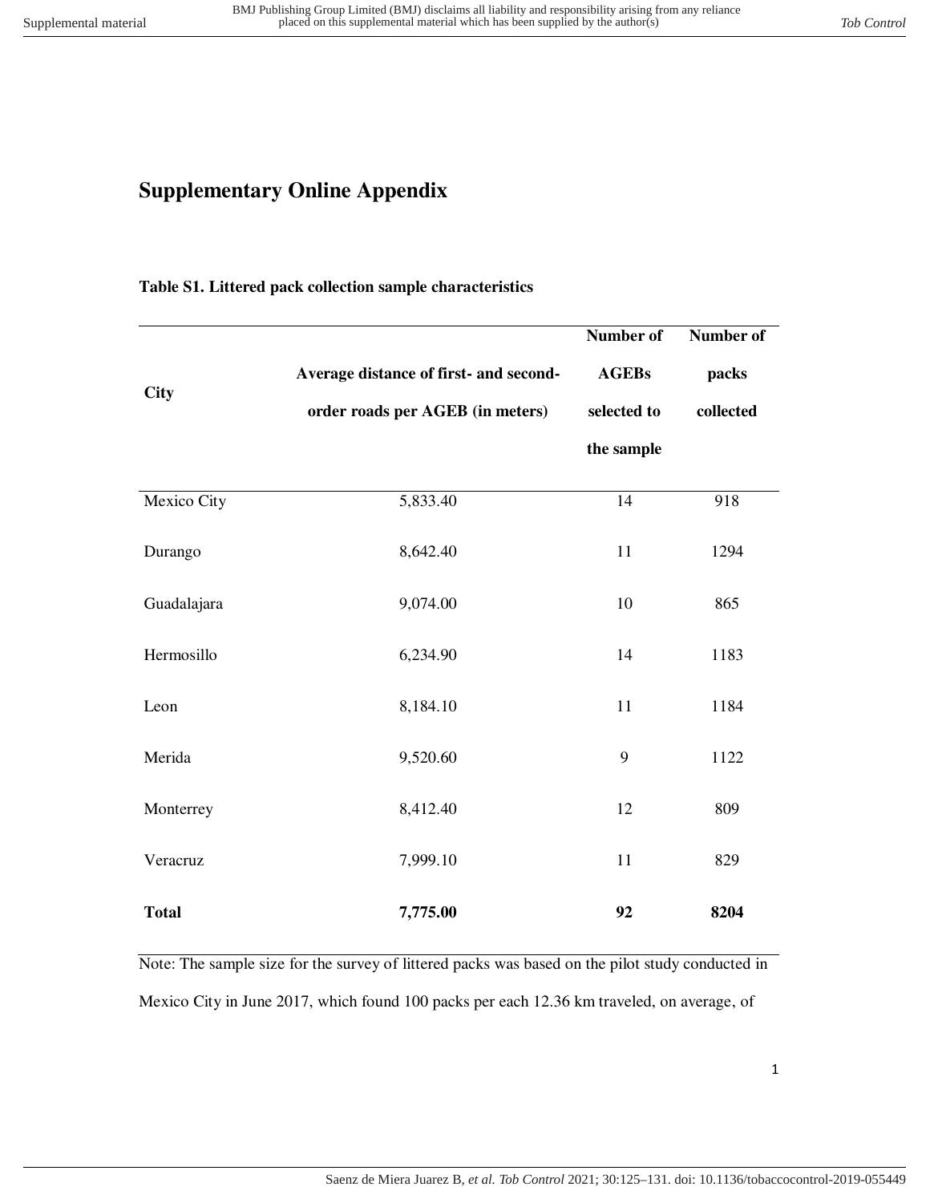# Supplementary Online Appendix

**Table S1. Littered pack collection sample characteristics**

| City | Average distance of first- and second-order roads per AGEB (in meters) | Number of AGEBs selected to the sample | Number of packs collected |
|---|---|---|---|
| Mexico City | 5,833.40 | 14 | 918 |
| Durango | 8,642.40 | 11 | 1294 |
| Guadalajara | 9,074.00 | 10 | 865 |
| Hermosillo | 6,234.90 | 14 | 1183 |
| Leon | 8,184.10 | 11 | 1184 |
| Merida | 9,520.60 | 9 | 1122 |
| Monterrey | 8,412.40 | 12 | 809 |
| Veracruz | 7,999.10 | 11 | 829 |
| **Total** | **7,775.00** | **92** | **8204** |

Note: The sample size for the survey of littered packs was based on the pilot study conducted in Mexico City in June 2017, which found 100 packs per each 12.36 km traveled, on average, of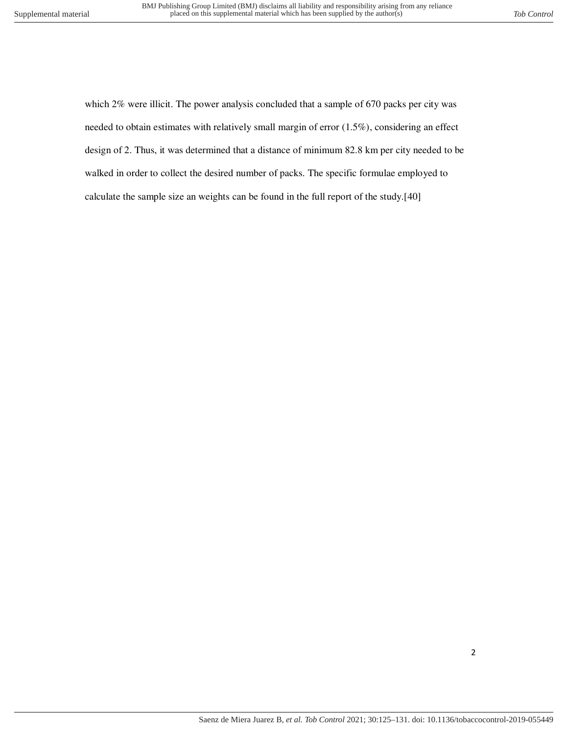which 2% were illicit. The power analysis concluded that a sample of 670 packs per city was needed to obtain estimates with relatively small margin of error (1.5%), considering an effect design of 2. Thus, it was determined that a distance of minimum 82.8 km per city needed to be walked in order to collect the desired number of packs. The specific formulae employed to calculate the sample size an weights can be found in the full report of the study.[40]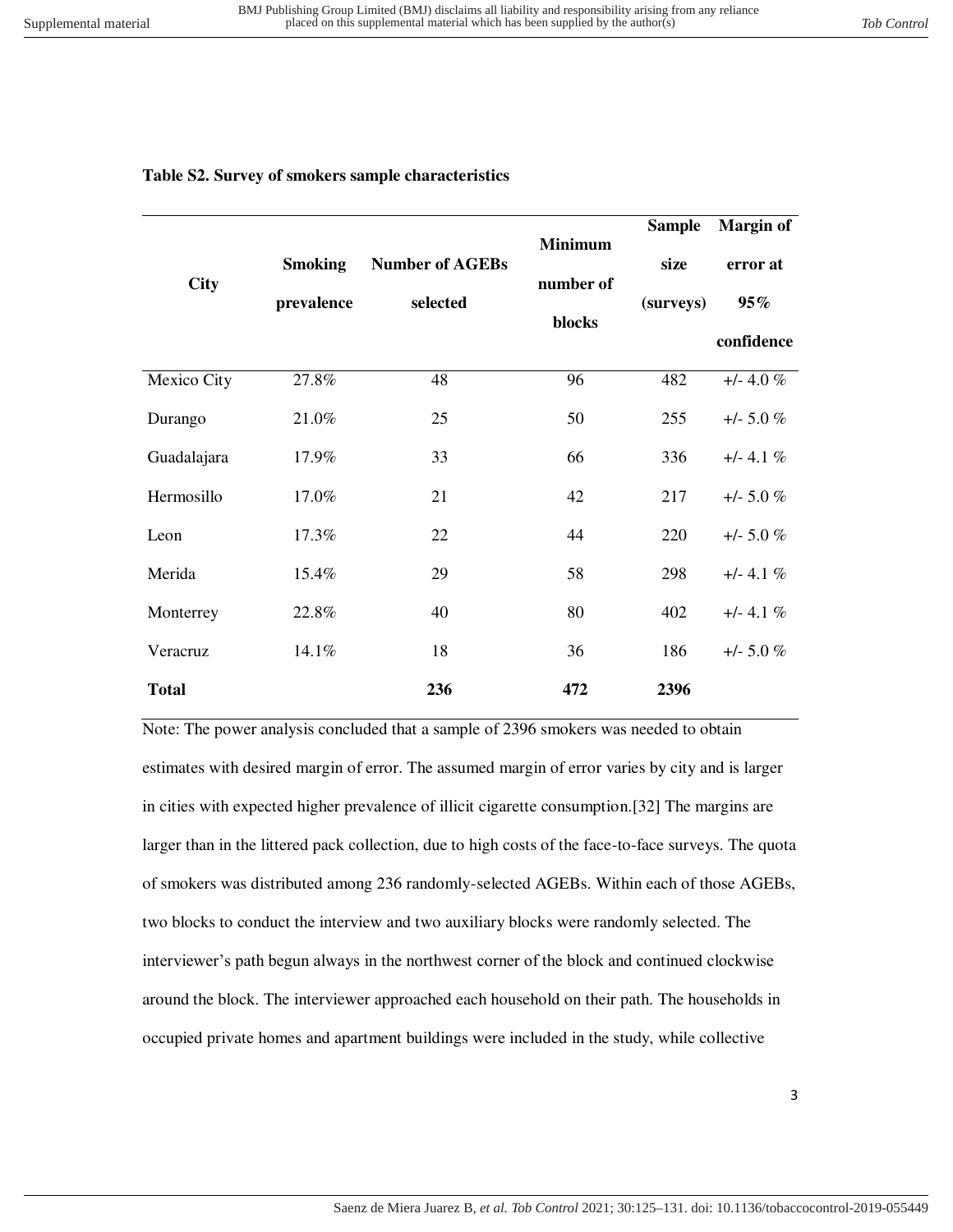**Table S2. Survey of smokers sample characteristics**

| City | Smoking prevalence | Number of AGEBs selected | Minimum number of blocks | Sample size (surveys) | Margin of error at 95% confidence |
|---|---|---|---|---|---|
| Mexico City | 27.8% | 48 | 96 | 482 | +/- 4.0 % |
| Durango | 21.0% | 25 | 50 | 255 | +/- 5.0 % |
| Guadalajara | 17.9% | 33 | 66 | 336 | +/- 4.1 % |
| Hermosillo | 17.0% | 21 | 42 | 217 | +/- 5.0 % |
| Leon | 17.3% | 22 | 44 | 220 | +/- 5.0 % |
| Merida | 15.4% | 29 | 58 | 298 | +/- 4.1 % |
| Monterrey | 22.8% | 40 | 80 | 402 | +/- 4.1 % |
| Veracruz | 14.1% | 18 | 36 | 186 | +/- 5.0 % |
| **Total** | | **236** | **472** | **2396** | |

Note: The power analysis concluded that a sample of 2396 smokers was needed to obtain estimates with desired margin of error. The assumed margin of error varies by city and is larger in cities with expected higher prevalence of illicit cigarette consumption.[32] The margins are larger than in the littered pack collection, due to high costs of the face-to-face surveys. The quota of smokers was distributed among 236 randomly-selected AGEBs. Within each of those AGEBs, two blocks to conduct the interview and two auxiliary blocks were randomly selected. The interviewer's path begun always in the northwest corner of the block and continued clockwise around the block. The interviewer approached each household on their path. The households in occupied private homes and apartment buildings were included in the study, while collective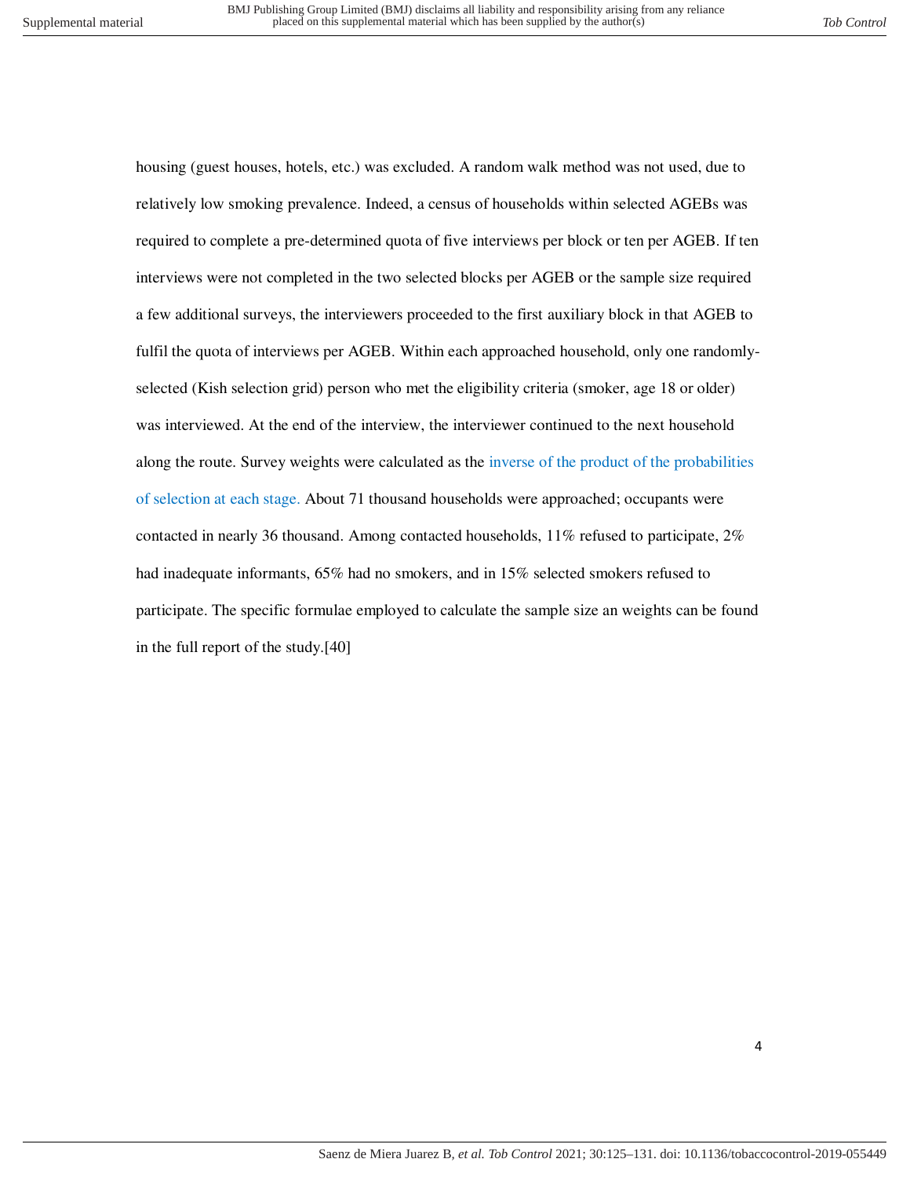housing (guest houses, hotels, etc.) was excluded. A random walk method was not used, due to relatively low smoking prevalence. Indeed, a census of households within selected AGEBs was required to complete a pre-determined quota of five interviews per block or ten per AGEB. If ten interviews were not completed in the two selected blocks per AGEB or the sample size required a few additional surveys, the interviewers proceeded to the first auxiliary block in that AGEB to fulfil the quota of interviews per AGEB. Within each approached household, only one randomly-selected (Kish selection grid) person who met the eligibility criteria (smoker, age 18 or older) was interviewed. At the end of the interview, the interviewer continued to the next household along the route. Survey weights were calculated as the inverse of the product of the probabilities of selection at each stage. About 71 thousand households were approached; occupants were contacted in nearly 36 thousand. Among contacted households, 11% refused to participate, 2% had inadequate informants, 65% had no smokers, and in 15% selected smokers refused to participate. The specific formulae employed to calculate the sample size an weights can be found in the full report of the study.[40]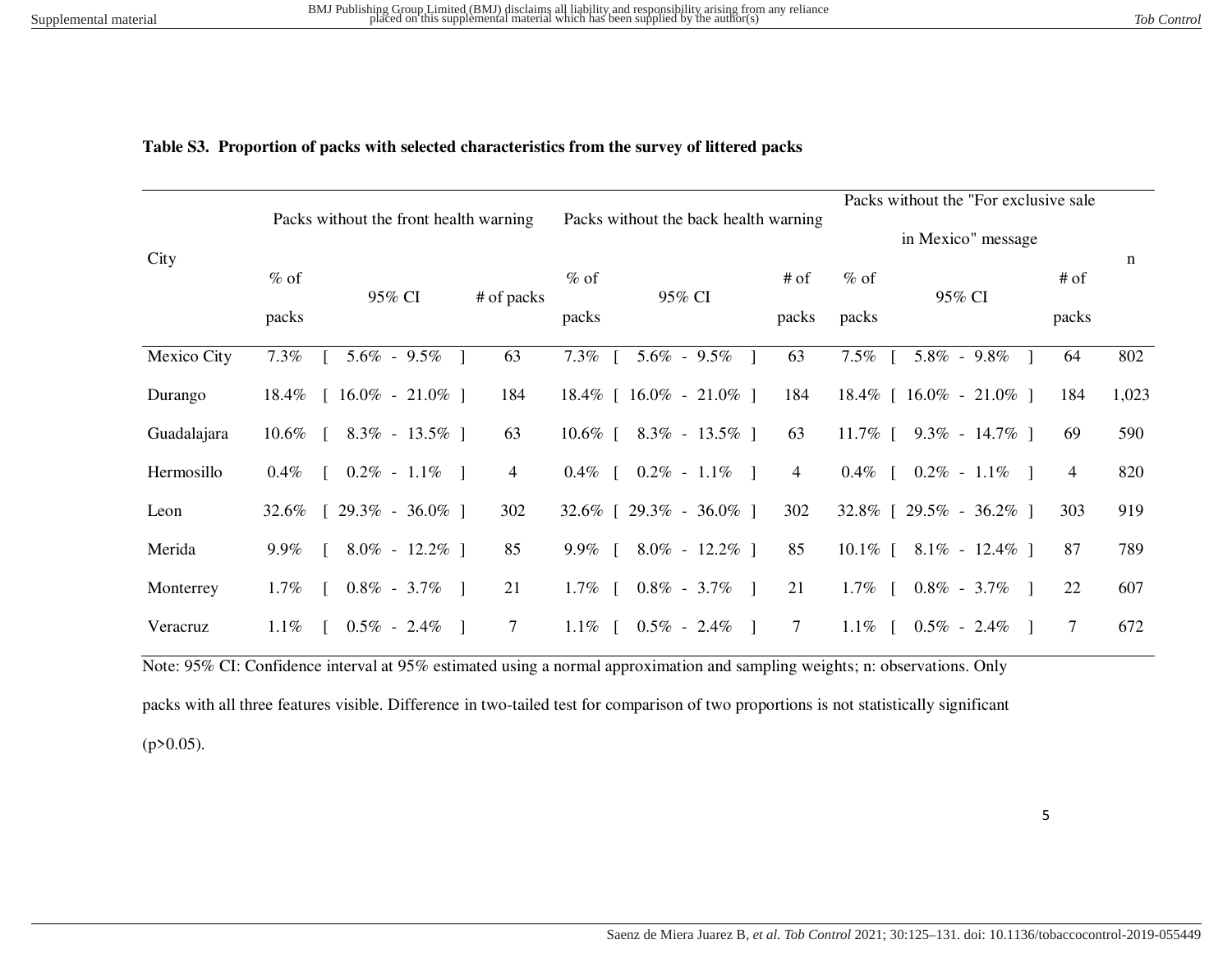**Table S3. Proportion of packs with selected characteristics from the survey of littered packs**

| City | Packs without the front health warning | | | Packs without the back health warning | | | Packs without the "For exclusive sale in Mexico" message | | | n |
|---|---|---|---|---|---|---|---|---|---|---|
| | % of packs | 95% CI | # of packs | % of packs | 95% CI | # of packs | % of packs | 95% CI | # of packs | |
| Mexico City | 7.3% | [ 5.6% - 9.5% ] | 63 | 7.3% | [ 5.6% - 9.5% ] | 63 | 7.5% | [ 5.8% - 9.8% ] | 64 | 802 |
| Durango | 18.4% | [ 16.0% - 21.0% ] | 184 | 18.4% | [ 16.0% - 21.0% ] | 184 | 18.4% | [ 16.0% - 21.0% ] | 184 | 1,023 |
| Guadalajara | 10.6% | [ 8.3% - 13.5% ] | 63 | 10.6% | [ 8.3% - 13.5% ] | 63 | 11.7% | [ 9.3% - 14.7% ] | 69 | 590 |
| Hermosillo | 0.4% | [ 0.2% - 1.1% ] | 4 | 0.4% | [ 0.2% - 1.1% ] | 4 | 0.4% | [ 0.2% - 1.1% ] | 4 | 820 |
| Leon | 32.6% | [ 29.3% - 36.0% ] | 302 | 32.6% | [ 29.3% - 36.0% ] | 302 | 32.8% | [ 29.5% - 36.2% ] | 303 | 919 |
| Merida | 9.9% | [ 8.0% - 12.2% ] | 85 | 9.9% | [ 8.0% - 12.2% ] | 85 | 10.1% | [ 8.1% - 12.4% ] | 87 | 789 |
| Monterrey | 1.7% | [ 0.8% - 3.7% ] | 21 | 1.7% | [ 0.8% - 3.7% ] | 21 | 1.7% | [ 0.8% - 3.7% ] | 22 | 607 |
| Veracruz | 1.1% | [ 0.5% - 2.4% ] | 7 | 1.1% | [ 0.5% - 2.4% ] | 7 | 1.1% | [ 0.5% - 2.4% ] | 7 | 672 |

Note: 95% CI: Confidence interval at 95% estimated using a normal approximation and sampling weights; n: observations. Only packs with all three features visible. Difference in two-tailed test for comparison of two proportions is not statistically significant ($p>0.05$).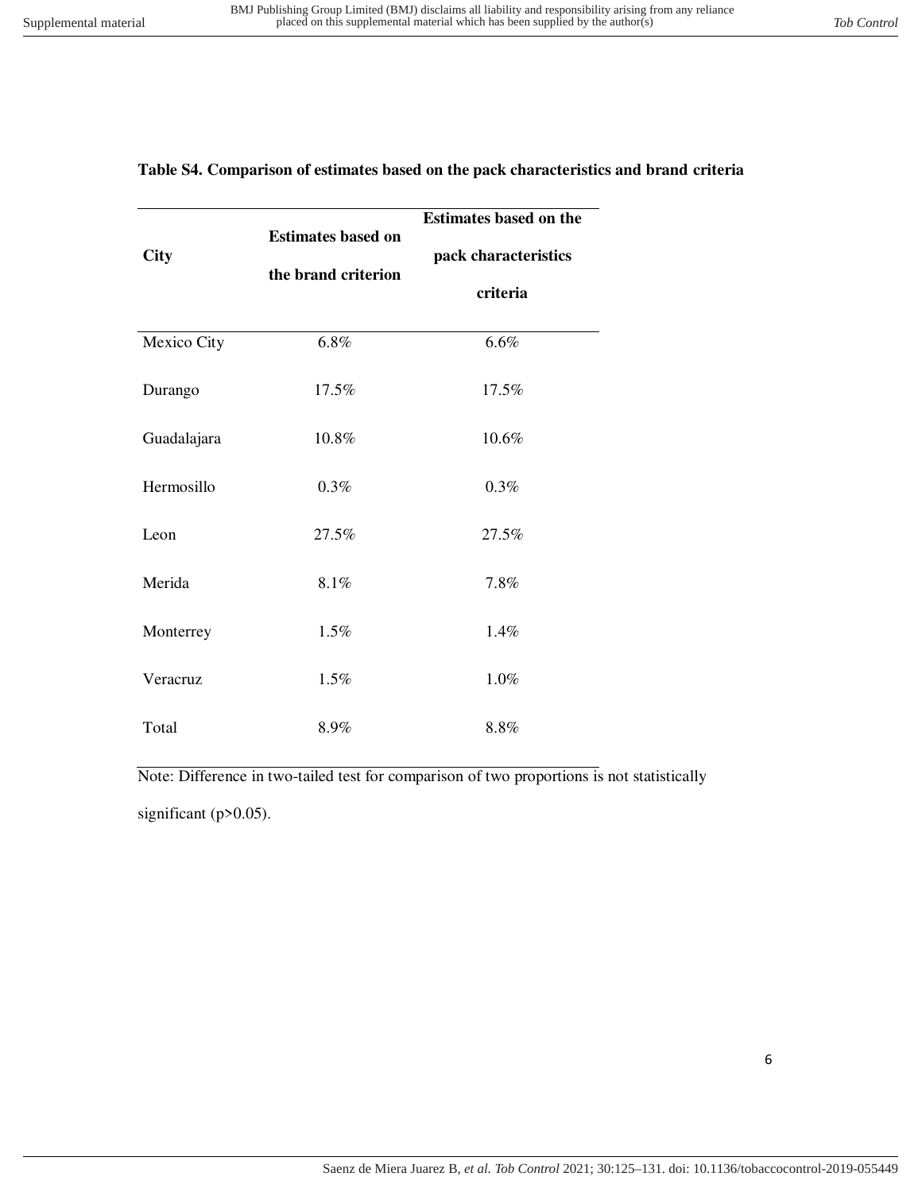**Table S4. Comparison of estimates based on the pack characteristics and brand criteria**

| City | Estimates based on the brand criterion | Estimates based on the pack characteristics criteria |
|---|---|---|
| Mexico City | 6.8% | 6.6% |
| Durango | 17.5% | 17.5% |
| Guadalajara | 10.8% | 10.6% |
| Hermosillo | 0.3% | 0.3% |
| Leon | 27.5% | 27.5% |
| Merida | 8.1% | 7.8% |
| Monterrey | 1.5% | 1.4% |
| Veracruz | 1.5% | 1.0% |
| Total | 8.9% | 8.8% |

Note: Difference in two-tailed test for comparison of two proportions is not statistically significant ($p>0.05$).